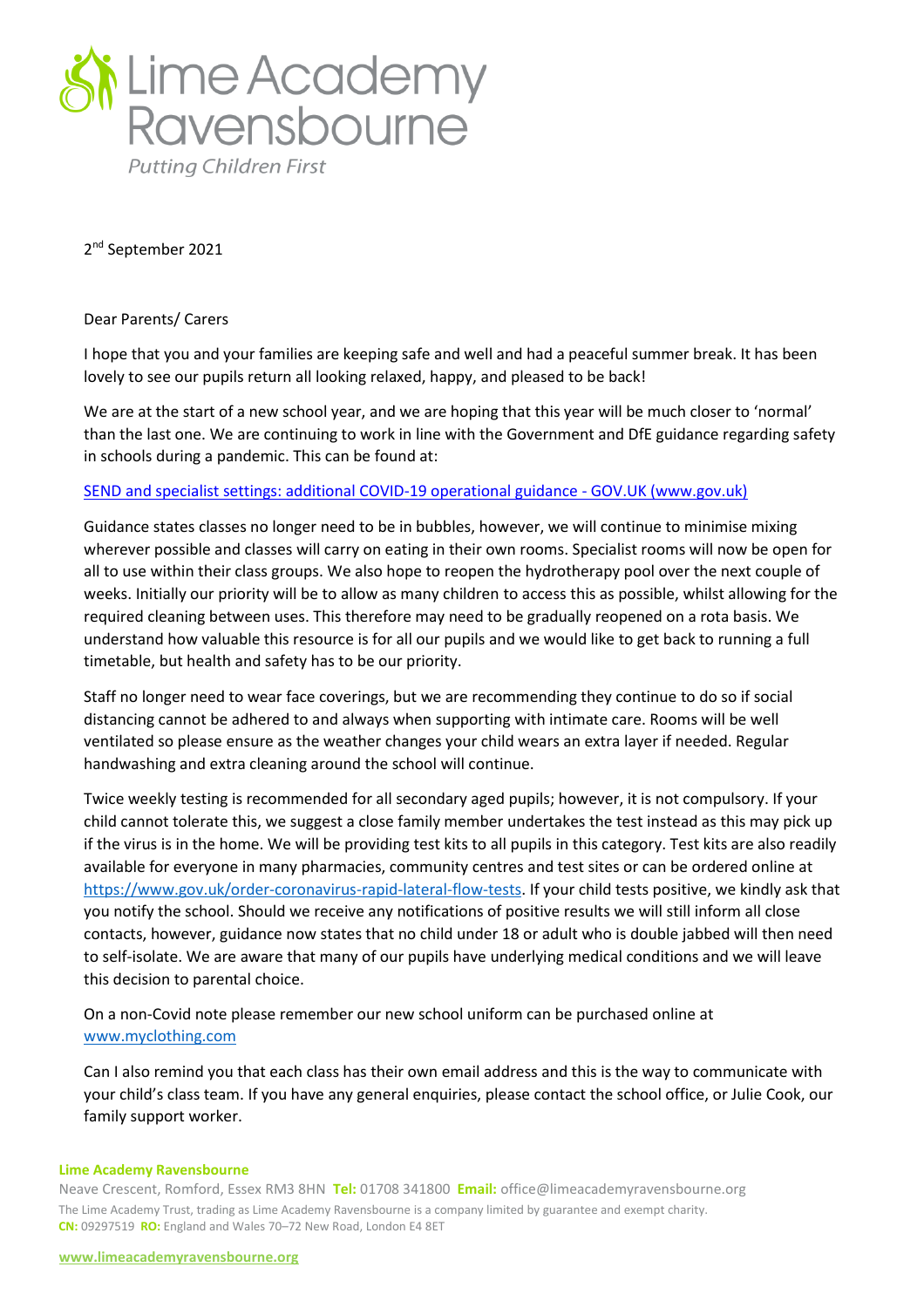# Lime Academy Ravensbourne

*Putting Children First*

2nd September 2021

Dear Parents/ Carers

I hope that you and your families are keeping safe and well and had a peaceful summer break. It has been lovely to see our pupils return all looking relaxed, happy, and pleased to be back!

We are at the start of a new school year, and we are hoping that this year will be much closer to 'normal' than the last one. We are continuing to work in line with the Government and DfE guidance regarding safety in schools during a pandemic. This can be found at:

[SEND and specialist settings: additional COVID-19 operational guidance - GOV.UK (www.gov.uk)](www.gov.uk)

Guidance states classes no longer need to be in bubbles, however, we will continue to minimise mixing wherever possible and classes will carry on eating in their own rooms. Specialist rooms will now be open for all to use within their class groups. We also hope to reopen the hydrotherapy pool over the next couple of weeks. Initially our priority will be to allow as many children to access this as possible, whilst allowing for the required cleaning between uses. This therefore may need to be gradually reopened on a rota basis. We understand how valuable this resource is for all our pupils and we would like to get back to running a full timetable, but health and safety has to be our priority.

Staff no longer need to wear face coverings, but we are recommending they continue to do so if social distancing cannot be adhered to and always when supporting with intimate care. Rooms will be well ventilated so please ensure as the weather changes your child wears an extra layer if needed. Regular handwashing and extra cleaning around the school will continue.

Twice weekly testing is recommended for all secondary aged pupils; however, it is not compulsory. If your child cannot tolerate this, we suggest a close family member undertakes the test instead as this may pick up if the virus is in the home. We will be providing test kits to all pupils in this category. Test kits are also readily available for everyone in many pharmacies, community centres and test sites or can be ordered online at https://www.gov.uk/order-coronavirus-rapid-lateral-flow-tests. If your child tests positive, we kindly ask that you notify the school. Should we receive any notifications of positive results we will still inform all close contacts, however, guidance now states that no child under 18 or adult who is double jabbed will then need to self-isolate. We are aware that many of our pupils have underlying medical conditions and we will leave this decision to parental choice.

On a non-Covid note please remember our new school uniform can be purchased online at www.myclothing.com

Can I also remind you that each class has their own email address and this is the way to communicate with your child's class team. If you have any general enquiries, please contact the school office, or Julie Cook, our family support worker.

**Lime Academy Ravensbourne**
Neave Crescent, Romford, Essex RM3 8HN **Tel:** 01708 341800 **Email:** office@limeacademyravensbourne.org
The Lime Academy Trust, trading as Lime Academy Ravensbourne is a company limited by guarantee and exempt charity.
**CN:** 09297519 **RO:** England and Wales 70–72 New Road, London E4 8ET

www.limeacademyravensbourne.org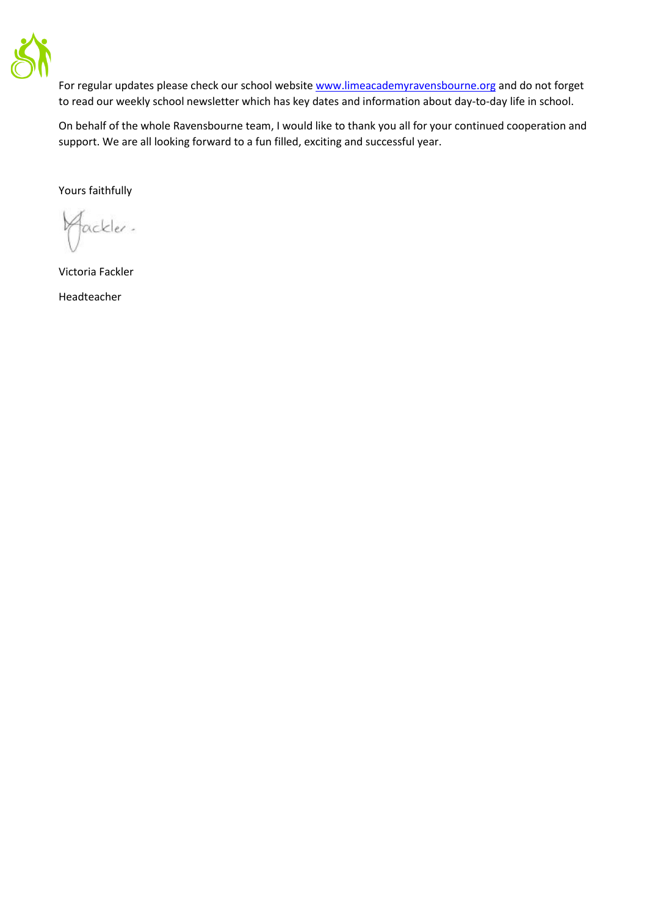For regular updates please check our school website [www.limeacademyravensbourne.org](http://www.limeacademyravensbourne.org) and do not forget to read our weekly school newsletter which has key dates and information about day-to-day life in school.

On behalf of the whole Ravensbourne team, I would like to thank you all for your continued cooperation and support. We are all looking forward to a fun filled, exciting and successful year.

Yours faithfully

Victoria Fackler

Headteacher